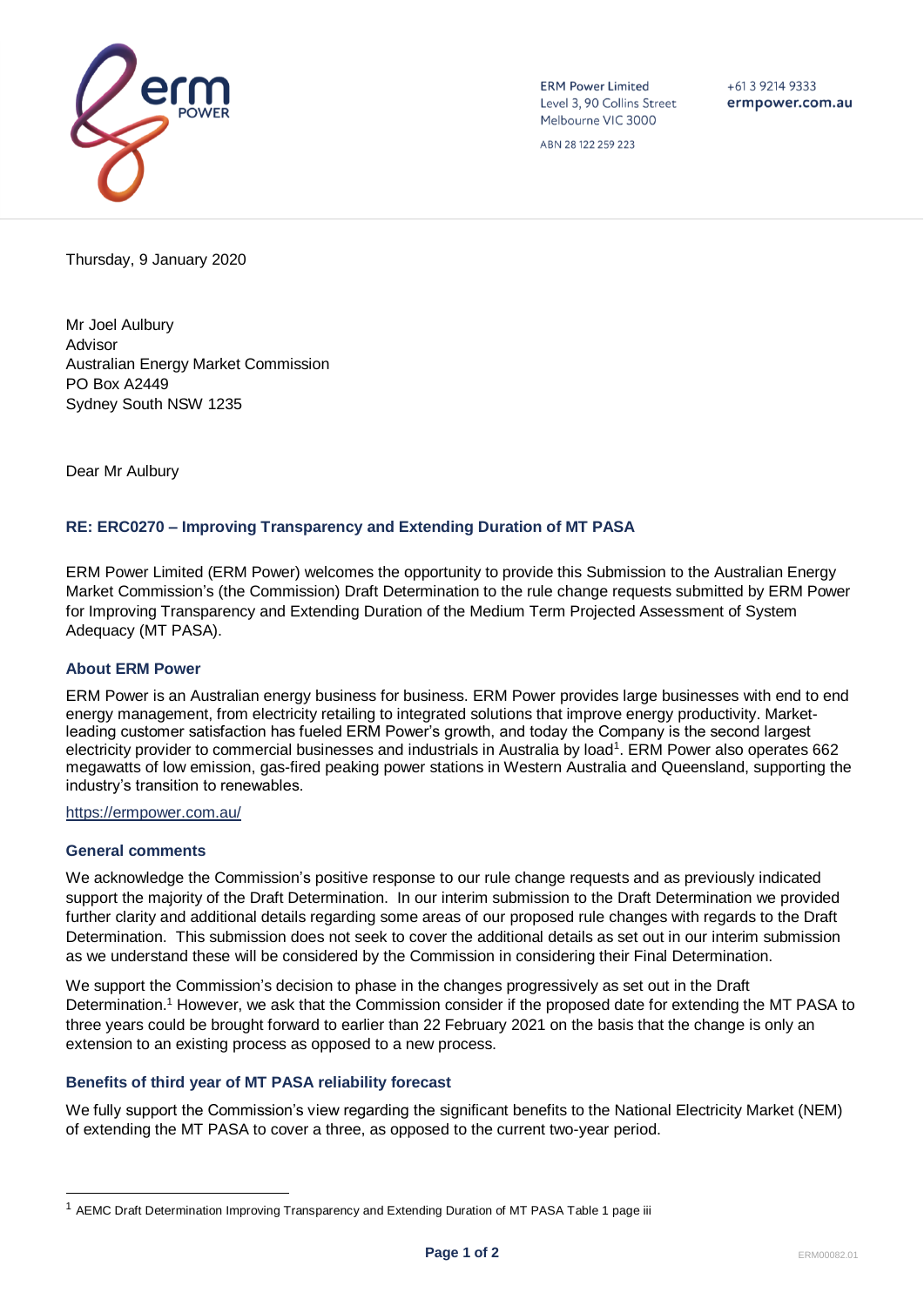ERM Power Limited
Level 3, 90 Collins Street
Melbourne VIC 3000

ABN 28 122 259 223

+61 3 9214 9333
ermpower.com.au

Thursday, 9 January 2020

Mr Joel Aulbury
Advisor
Australian Energy Market Commission
PO Box A2449
Sydney South NSW 1235

Dear Mr Aulbury

### RE: ERC0270 – Improving Transparency and Extending Duration of MT PASA

ERM Power Limited (ERM Power) welcomes the opportunity to provide this Submission to the Australian Energy Market Commission's (the Commission) Draft Determination to the rule change requests submitted by ERM Power for Improving Transparency and Extending Duration of the Medium Term Projected Assessment of System Adequacy (MT PASA).

### About ERM Power

ERM Power is an Australian energy business for business. ERM Power provides large businesses with end to end energy management, from electricity retailing to integrated solutions that improve energy productivity. Market-leading customer satisfaction has fueled ERM Power's growth, and today the Company is the second largest electricity provider to commercial businesses and industrials in Australia by load[1]. ERM Power also operates 662 megawatts of low emission, gas-fired peaking power stations in Western Australia and Queensland, supporting the industry's transition to renewables.

https://ermpower.com.au/

### General comments

We acknowledge the Commission's positive response to our rule change requests and as previously indicated support the majority of the Draft Determination. In our interim submission to the Draft Determination we provided further clarity and additional details regarding some areas of our proposed rule changes with regards to the Draft Determination. This submission does not seek to cover the additional details as set out in our interim submission as we understand these will be considered by the Commission in considering their Final Determination.

We support the Commission's decision to phase in the changes progressively as set out in the Draft Determination.[1] However, we ask that the Commission consider if the proposed date for extending the MT PASA to three years could be brought forward to earlier than 22 February 2021 on the basis that the change is only an extension to an existing process as opposed to a new process.

### Benefits of third year of MT PASA reliability forecast

We fully support the Commission's view regarding the significant benefits to the National Electricity Market (NEM) of extending the MT PASA to cover a three, as opposed to the current two-year period.

---

[1] AEMC Draft Determination Improving Transparency and Extending Duration of MT PASA Table 1 page iii

ERM00082.01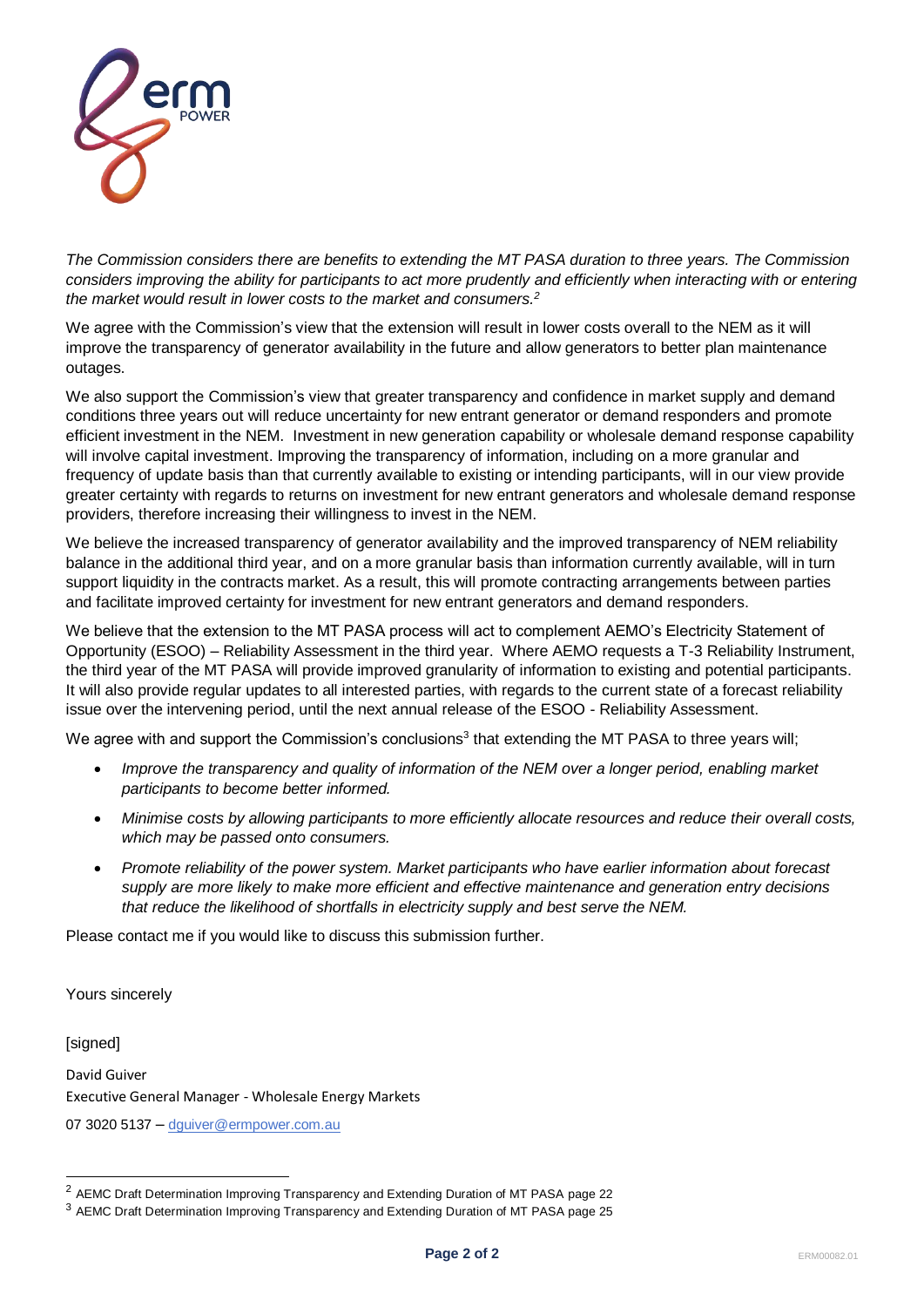*The Commission considers there are benefits to extending the MT PASA duration to three years. The Commission considers improving the ability for participants to act more prudently and efficiently when interacting with or entering the market would result in lower costs to the market and consumers.*[2]

We agree with the Commission's view that the extension will result in lower costs overall to the NEM as it will improve the transparency of generator availability in the future and allow generators to better plan maintenance outages.

We also support the Commission's view that greater transparency and confidence in market supply and demand conditions three years out will reduce uncertainty for new entrant generator or demand responders and promote efficient investment in the NEM. Investment in new generation capability or wholesale demand response capability will involve capital investment. Improving the transparency of information, including on a more granular and frequency of update basis than that currently available to existing or intending participants, will in our view provide greater certainty with regards to returns on investment for new entrant generators and wholesale demand response providers, therefore increasing their willingness to invest in the NEM.

We believe the increased transparency of generator availability and the improved transparency of NEM reliability balance in the additional third year, and on a more granular basis than information currently available, will in turn support liquidity in the contracts market. As a result, this will promote contracting arrangements between parties and facilitate improved certainty for investment for new entrant generators and demand responders.

We believe that the extension to the MT PASA process will act to complement AEMO's Electricity Statement of Opportunity (ESOO) – Reliability Assessment in the third year. Where AEMO requests a T-3 Reliability Instrument, the third year of the MT PASA will provide improved granularity of information to existing and potential participants. It will also provide regular updates to all interested parties, with regards to the current state of a forecast reliability issue over the intervening period, until the next annual release of the ESOO - Reliability Assessment.

We agree with and support the Commission's conclusions[3] that extending the MT PASA to three years will;

- *Improve the transparency and quality of information of the NEM over a longer period, enabling market participants to become better informed.*
- *Minimise costs by allowing participants to more efficiently allocate resources and reduce their overall costs, which may be passed onto consumers.*
- *Promote reliability of the power system. Market participants who have earlier information about forecast supply are more likely to make more efficient and effective maintenance and generation entry decisions that reduce the likelihood of shortfalls in electricity supply and best serve the NEM.*

Please contact me if you would like to discuss this submission further.

Yours sincerely

[signed]

David Guiver
Executive General Manager - Wholesale Energy Markets
07 3020 5137 – dguiver@ermpower.com.au

[2] AEMC Draft Determination Improving Transparency and Extending Duration of MT PASA page 22

[3] AEMC Draft Determination Improving Transparency and Extending Duration of MT PASA page 25